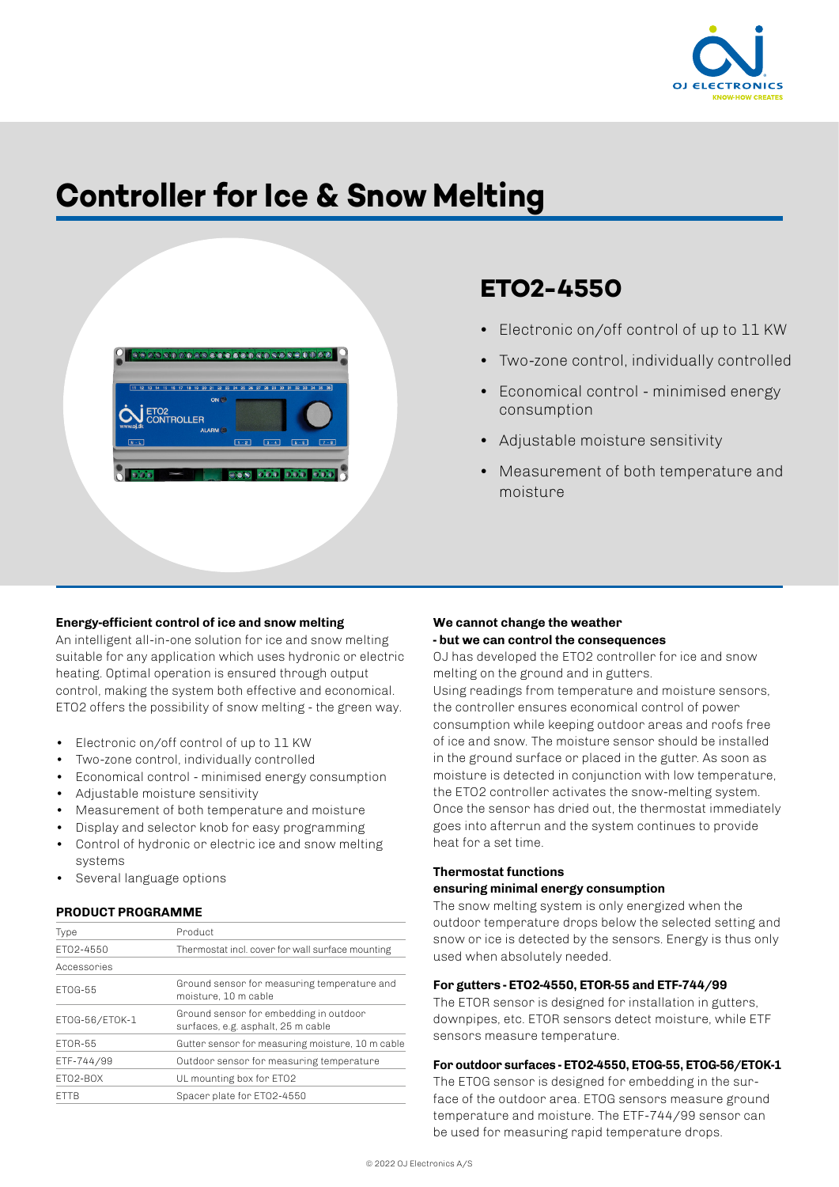# Controller for Ice & Snow Melting

## ETO2-4550

- Electronic on/off control of up to 11 KW
- Two-zone control, individually controlled
- Economical control - minimised energy consumption
- Adjustable moisture sensitivity
- Measurement of both temperature and moisture

**Energy-efficient control of ice and snow melting**

An intelligent all-in-one solution for ice and snow melting suitable for any application which uses hydronic or electric heating. Optimal operation is ensured through output control, making the system both effective and economical. ETO2 offers the possibility of snow melting - the green way.

- Electronic on/off control of up to 11 KW
- Two-zone control, individually controlled
- Economical control - minimised energy consumption
- Adjustable moisture sensitivity
- Measurement of both temperature and moisture
- Display and selector knob for easy programming
- Control of hydronic or electric ice and snow melting systems
- Several language options

**PRODUCT PROGRAMME**

| Type | Product |
| --- | --- |
| ETO2-4550 | Thermostat incl. cover for wall surface mounting |
| Accessories | |
| ETOG-55 | Ground sensor for measuring temperature and moisture, 10 m cable |
| ETOG-56/ETOK-1 | Ground sensor for embedding in outdoor surfaces, e.g. asphalt, 25 m cable |
| ETOR-55 | Gutter sensor for measuring moisture, 10 m cable |
| ETF-744/99 | Outdoor sensor for measuring temperature |
| ETO2-BOX | UL mounting box for ETO2 |
| ETTB | Spacer plate for ETO2-4550 |

**We cannot change the weather**
**- but we can control the consequences**

OJ has developed the ETO2 controller for ice and snow melting on the ground and in gutters.
Using readings from temperature and moisture sensors, the controller ensures economical control of power consumption while keeping outdoor areas and roofs free of ice and snow. The moisture sensor should be installed in the ground surface or placed in the gutter. As soon as moisture is detected in conjunction with low temperature, the ETO2 controller activates the snow-melting system. Once the sensor has dried out, the thermostat immediately goes into afterrun and the system continues to provide heat for a set time.

**Thermostat functions**
**ensuring minimal energy consumption**

The snow melting system is only energized when the outdoor temperature drops below the selected setting and snow or ice is detected by the sensors. Energy is thus only used when absolutely needed.

**For gutters - ETO2-4550, ETOR-55 and ETF-744/99**

The ETOR sensor is designed for installation in gutters, downpipes, etc. ETOR sensors detect moisture, while ETF sensors measure temperature.

**For outdoor surfaces - ETO2-4550, ETOG-55, ETOG-56/ETOK-1**

The ETOG sensor is designed for embedding in the surface of the outdoor area. ETOG sensors measure ground temperature and moisture. The ETF-744/99 sensor can be used for measuring rapid temperature drops.

© 2022 OJ Electronics A/S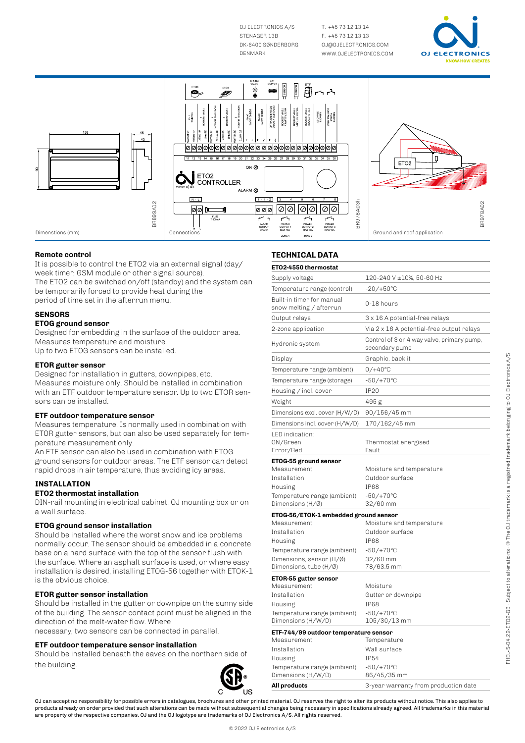Dimensions (mm)

Connections

Ground and roof application

## Remote control

It is possible to control the ETO2 via an external signal (day/ week timer, GSM module or other signal source).
The ETO2 can be switched on/off (standby) and the system can be temporarily forced to provide heat during the period of time set in the afterrun menu.

## SENSORS

### ETOG ground sensor

Designed for embedding in the surface of the outdoor area. Measures temperature and moisture.
Up to two ETOG sensors can be installed.

### ETOR gutter sensor

Designed for installation in gutters, downpipes, etc. Measures moisture only. Should be installed in combination with an ETF outdoor temperature sensor. Up to two ETOR sensors can be installed.

### ETF outdoor temperature sensor

Measures temperature. Is normally used in combination with ETOR gutter sensors, but can also be used separately for temperature measurement only.
An ETF sensor can also be used in combination with ETOG ground sensors for outdoor areas. The ETF sensor can detect rapid drops in air temperature, thus avoiding icy areas.

## INSTALLATION

### ETO2 thermostat installation

DIN-rail mounting in electrical cabinet, OJ mounting box or on a wall surface.

### ETOG ground sensor installation

Should be installed where the worst snow and ice problems normally occur. The sensor should be embedded in a concrete base on a hard surface with the top of the sensor flush with the surface. Where an asphalt surface is used, or where easy installation is desired, installing ETOG-56 together with ETOK-1 is the obvious choice.

### ETOR gutter sensor installation

Should be installed in the gutter or downpipe on the sunny side of the building. The sensor contact point must be aligned in the direction of the melt-water flow. Where
necessary, two sensors can be connected in parallel.

### ETF outdoor temperature sensor installation

Should be installed beneath the eaves on the northern side of the building.

## TECHNICAL DATA

| | |
|---|---|
| **ETO2-4550 thermostat** | |
| Supply voltage | 120-240 V ±10%, 50-60 Hz |
| Temperature range (control) | -20/+50°C |
| Built-in timer for manual snow melting / afterrun | 0-18 hours |
| Output relays | 3 x 16 A potential-free relays |
| 2-zone application | Via 2 x 16 A potential-free output relays |
| Hydronic system | Control of 3 or 4 way valve, primary pump, secondary pump |
| Display | Graphic, backlit |
| Temperature range (ambient) | 0/+40°C |
| Temperature range (storage) | -50/+70°C |
| Housing / incl. cover | IP20 |
| Weight | 495 g |
| Dimensions excl. cover (H/W/D) | 90/156/45 mm |
| Dimensions incl. cover (H/W/D) | 170/162/45 mm |
| LED indication:<br>ON/Green<br>Error/Red | <br>Thermostat energised<br>Fault |
| **ETOG-55 ground sensor** | |
| Measurement | Moisture and temperature |
| Installation | Outdoor surface |
| Housing | IP68 |
| Temperature range (ambient) | -50/+70°C |
| Dimensions (H/Ø) | 32/60 mm |
| **ETOG-56/ETOK-1 embedded ground sensor** | |
| Measurement | Moisture and temperature |
| Installation | Outdoor surface |
| Housing | IP68 |
| Temperature range (ambient) | -50/+70°C |
| Dimensions, sensor (H/Ø) | 32/60 mm |
| Dimensions, tube (H/Ø) | 78/63.5 mm |
| **ETOR-55 gutter sensor** | |
| Measurement | Moisture |
| Installation | Gutter or downpipe |
| Housing | IP68 |
| Temperature range (ambient) | -50/+70°C |
| Dimensions (H/W/D) | 105/30/13 mm |
| **ETF-744/99 outdoor temperature sensor** | |
| Measurement | Temperature |
| Installation | Wall surface |
| Housing | IP54 |
| Temperature range (ambient) | -50/+70°C |
| Dimensions (H/W/D) | 86/45/35 mm |
| **All products** | 3-year warranty from production date |

FHEL-5-04 22-ETO2-GB · Subject to alterations · ® The OJ trademark is a registred trademark belonging to OJ Electronics A/S

OJ can accept no responsibility for possible errors in catalogues, brochures and other printed material. OJ reserves the right to alter its products without notice. This also applies to products already on order provided that such alterations can be made without subsequential changes being necessary in specifications already agreed. All trademarks in this material are property of the respective companies. OJ and the OJ logotype are trademarks of OJ Electronics A/S. All rights reserved.

© 2022 OJ Electronics A/S